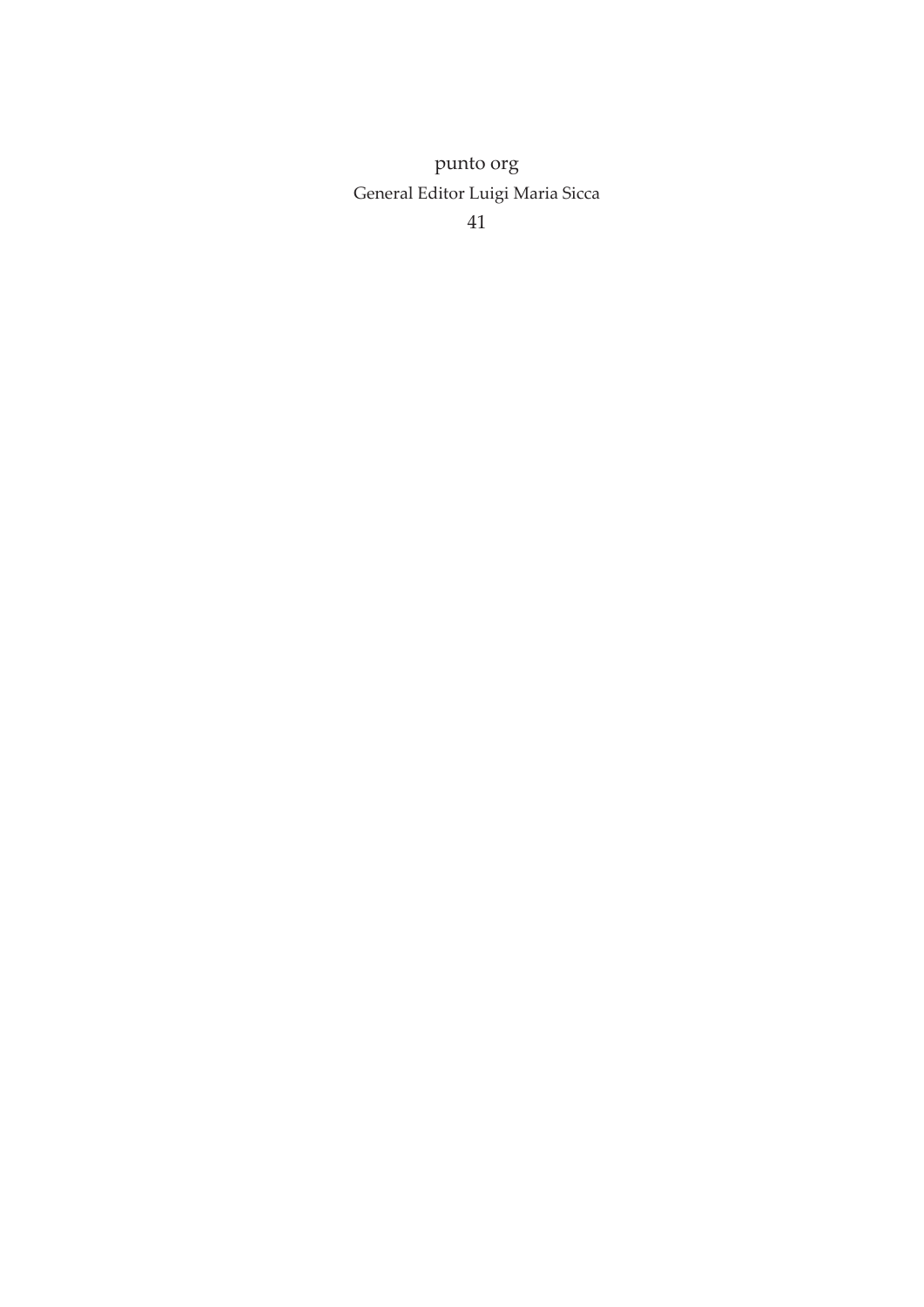punto org

General Editor Luigi Maria Sicca

41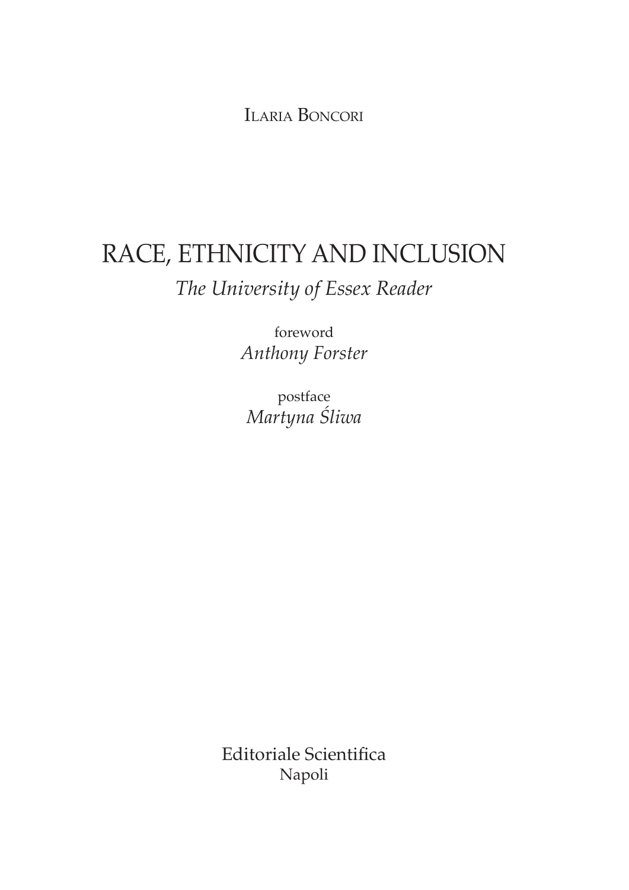Ilaria Boncori

# RACE, ETHNICITY AND INCLUSION

*The University of Essex Reader*

foreword
*Anthony Forster*

postface
*Martyna Śliwa*

Editoriale Scientifica
Napoli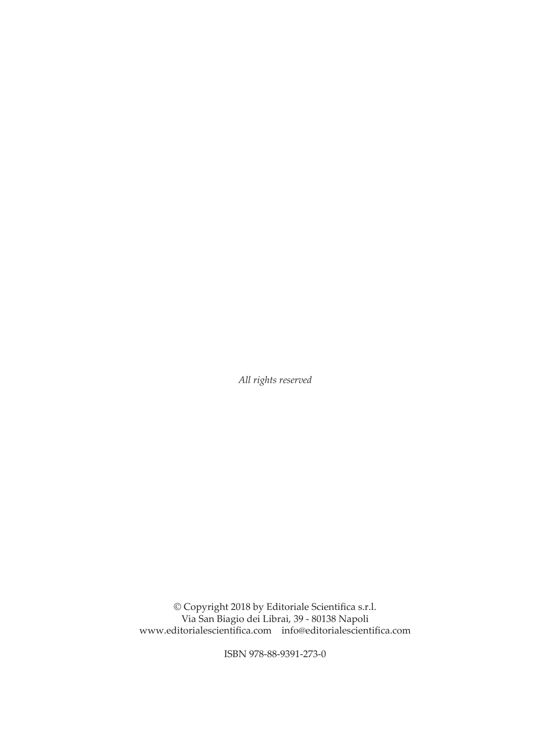*All rights reserved*

© Copyright 2018 by Editoriale Scientifica s.r.l.
Via San Biagio dei Librai, 39 - 80138 Napoli
www.editorialescientifica.com info@editorialescientifica.com

ISBN 978-88-9391-273-0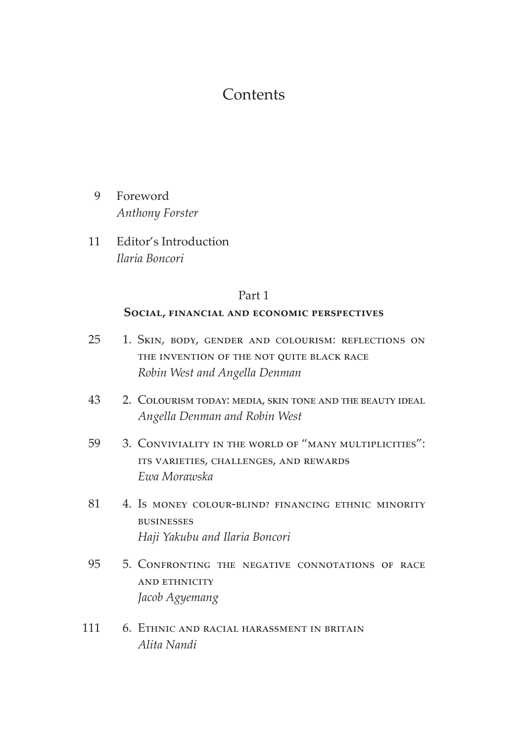# Contents

9 Foreword
*Anthony Forster*

11 Editor's Introduction
*Ilaria Boncori*

## Part 1

### Social, financial and economic perspectives

25 1. Skin, body, gender and colourism: reflections on the invention of the not quite black race
*Robin West and Angella Denman*

43 2. Colourism today: media, skin tone and the beauty ideal
*Angella Denman and Robin West*

59 3. Conviviality in the world of "many multiplicities": its varieties, challenges, and rewards
*Ewa Morawska*

81 4. Is money colour-blind? financing ethnic minority businesses
*Haji Yakubu and Ilaria Boncori*

95 5. Confronting the negative connotations of race and ethnicity
*Jacob Agyemang*

111 6. Ethnic and racial harassment in britain
*Alita Nandi*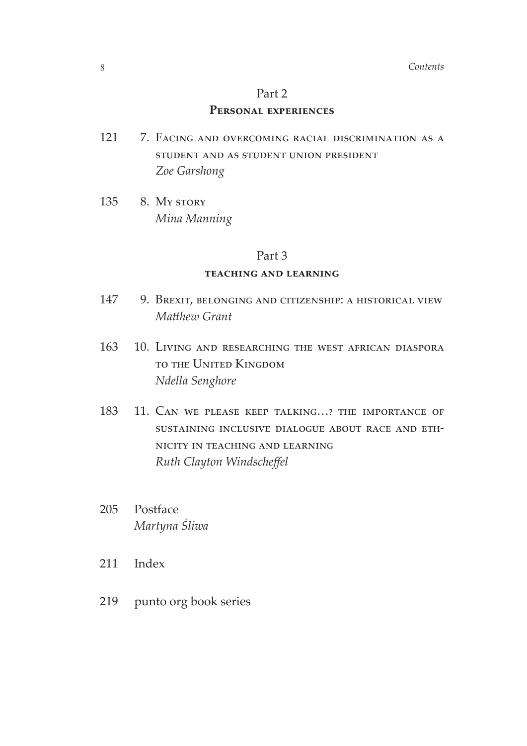## Part 2
### Personal experiences

121 7. Facing and overcoming racial discrimination as a student and as student union president
*Zoe Garshong*

135 8. My story
*Mina Manning*

## Part 3
### teaching and learning

147 9. Brexit, belonging and citizenship: a historical view
*Matthew Grant*

163 10. Living and researching the west african diaspora to the United Kingdom
*Ndella Senghore*

183 11. Can we please keep talking…? the importance of sustaining inclusive dialogue about race and ethnicity in teaching and learning
*Ruth Clayton Windscheffel*

205 Postface
*Martyna Śliwa*

211 Index

219 punto org book series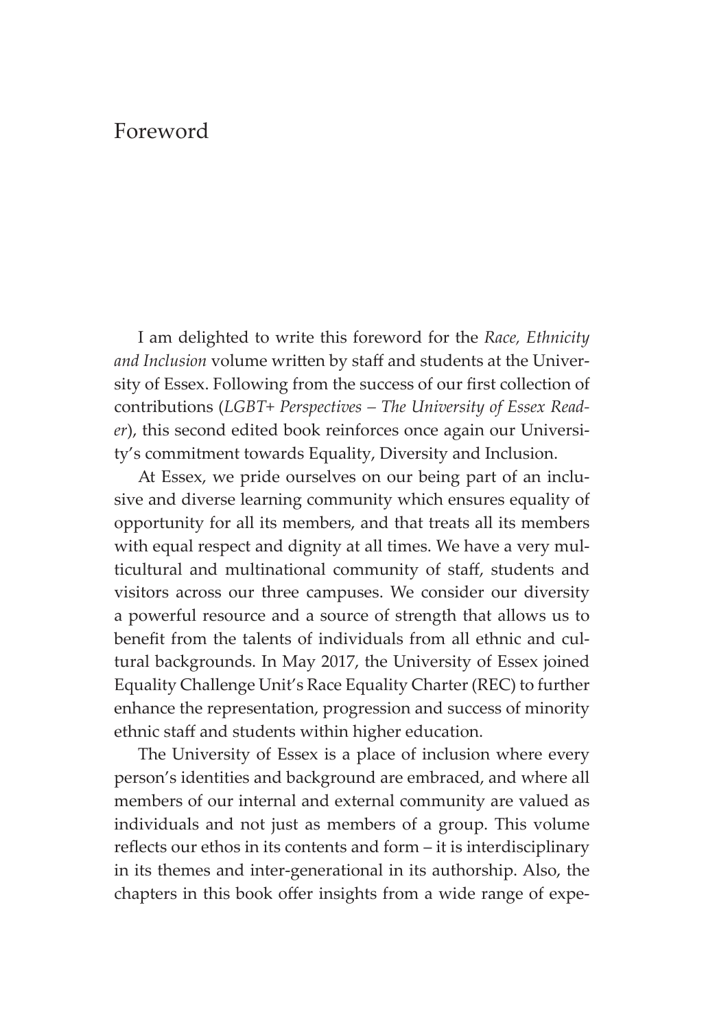# Foreword

I am delighted to write this foreword for the *Race, Ethnicity and Inclusion* volume written by staff and students at the University of Essex. Following from the success of our first collection of contributions (*LGBT+ Perspectives – The University of Essex Reader*), this second edited book reinforces once again our University's commitment towards Equality, Diversity and Inclusion.

At Essex, we pride ourselves on our being part of an inclusive and diverse learning community which ensures equality of opportunity for all its members, and that treats all its members with equal respect and dignity at all times. We have a very multicultural and multinational community of staff, students and visitors across our three campuses. We consider our diversity a powerful resource and a source of strength that allows us to benefit from the talents of individuals from all ethnic and cultural backgrounds. In May 2017, the University of Essex joined Equality Challenge Unit's Race Equality Charter (REC) to further enhance the representation, progression and success of minority ethnic staff and students within higher education.

The University of Essex is a place of inclusion where every person's identities and background are embraced, and where all members of our internal and external community are valued as individuals and not just as members of a group. This volume reflects our ethos in its contents and form – it is interdisciplinary in its themes and inter-generational in its authorship. Also, the chapters in this book offer insights from a wide range of expe-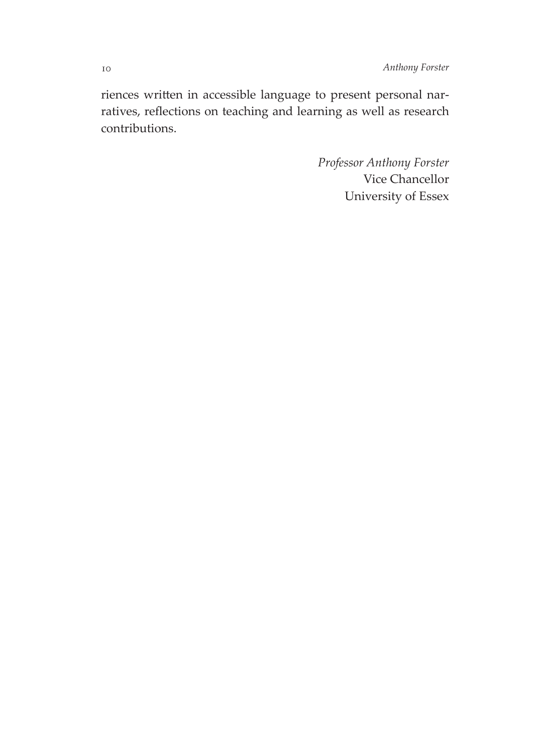riences written in accessible language to present personal narratives, reflections on teaching and learning as well as research contributions.

*Professor Anthony Forster*
Vice Chancellor
University of Essex